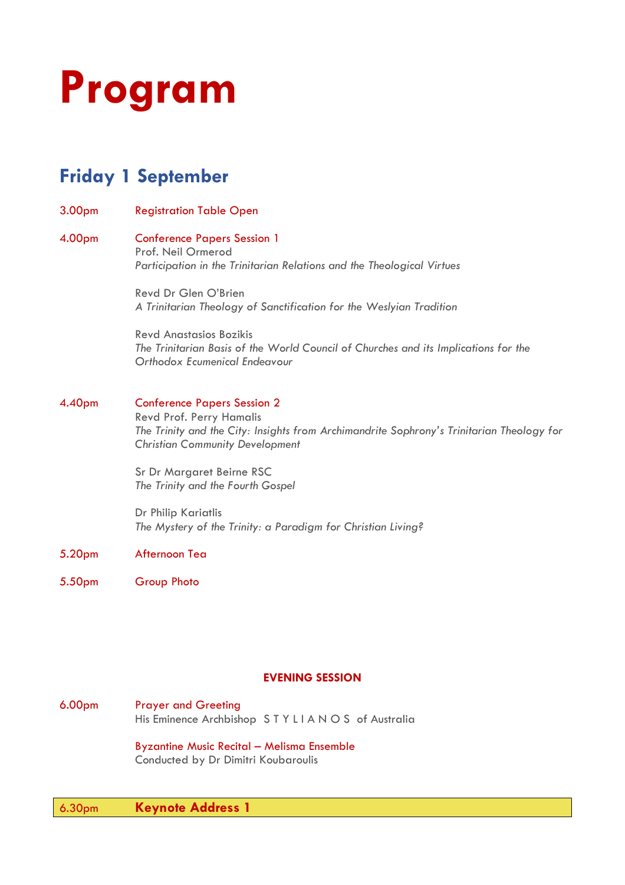# Program

## Friday 1 September

3.00pm Registration Table Open

4.00pm Conference Papers Session 1

Prof. Neil Ormerod
*Participation in the Trinitarian Relations and the Theological Virtues*

Revd Dr Glen O'Brien
*A Trinitarian Theology of Sanctification for the Weslyian Tradition*

Revd Anastasios Bozikis
*The Trinitarian Basis of the World Council of Churches and its Implications for the Orthodox Ecumenical Endeavour*

4.40pm Conference Papers Session 2

Revd Prof. Perry Hamalis
*The Trinity and the City: Insights from Archimandrite Sophrony's Trinitarian Theology for Christian Community Development*

Sr Dr Margaret Beirne RSC
*The Trinity and the Fourth Gospel*

Dr Philip Kariatlis
*The Mystery of the Trinity: a Paradigm for Christian Living?*

5.20pm Afternoon Tea

5.50pm Group Photo

**EVENING SESSION**

6.00pm Prayer and Greeting

His Eminence Archbishop S T Y L I A N O S of Australia

Byzantine Music Recital – Melisma Ensemble
Conducted by Dr Dimitri Koubaroulis

6.30pm **Keynote Address 1**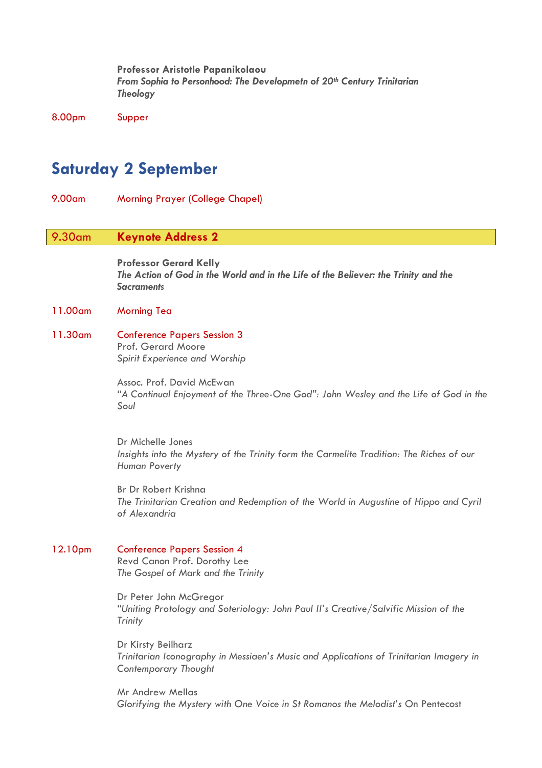**Professor Aristotle Papanikolaou**
***From Sophia to Personhood: The Developmetn of 20th Century Trinitarian Theology***

8.00pm Supper

## Saturday 2 September

9.00am Morning Prayer (College Chapel)

**9.30am Keynote Address 2**

**Professor Gerard Kelly**
***The Action of God in the World and in the Life of the Believer: the Trinity and the Sacraments***

11.00am Morning Tea

11.30am Conference Papers Session 3

Prof. Gerard Moore
*Spirit Experience and Worship*

Assoc. Prof. David McEwan
*"A Continual Enjoyment of the Three-One God": John Wesley and the Life of God in the Soul*

Dr Michelle Jones
*Insights into the Mystery of the Trinity form the Carmelite Tradition: The Riches of our Human Poverty*

Br Dr Robert Krishna
*The Trinitarian Creation and Redemption of the World in Augustine of Hippo and Cyril of Alexandria*

12.10pm Conference Papers Session 4

Revd Canon Prof. Dorothy Lee
*The Gospel of Mark and the Trinity*

Dr Peter John McGregor
*"Uniting Protology and Soteriology: John Paul II's Creative/Salvific Mission of the Trinity*

Dr Kirsty Beilharz
*Trinitarian Iconography in Messiaen's Music and Applications of Trinitarian Imagery in Contemporary Thought*

Mr Andrew Mellas
*Glorifying the Mystery with One Voice in St Romanos the Melodist's* On Pentecost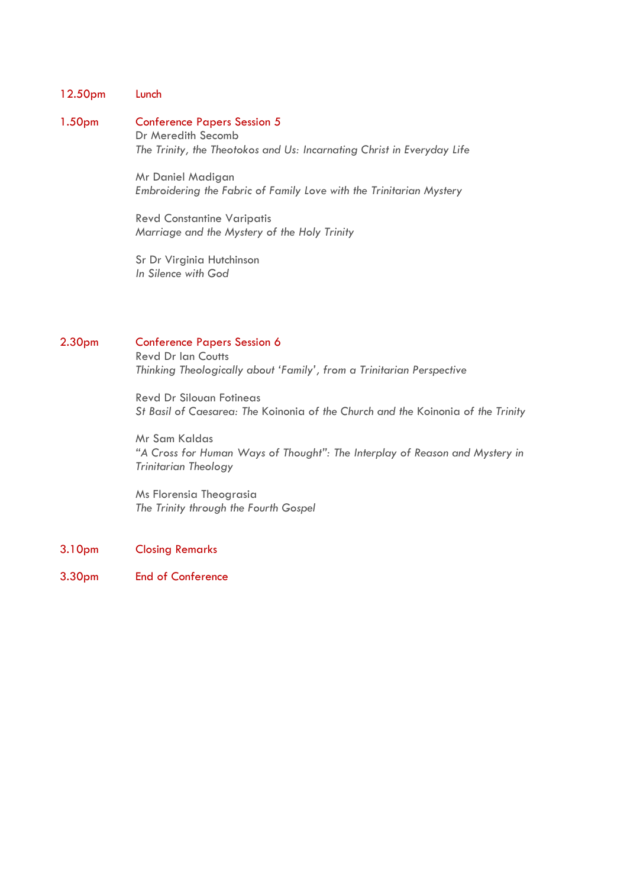12.50pm Lunch

1.50pm **Conference Papers Session 5**

Dr Meredith Secomb
*The Trinity, the Theotokos and Us: Incarnating Christ in Everyday Life*

Mr Daniel Madigan
*Embroidering the Fabric of Family Love with the Trinitarian Mystery*

Revd Constantine Varipatis
*Marriage and the Mystery of the Holy Trinity*

Sr Dr Virginia Hutchinson
*In Silence with God*

2.30pm **Conference Papers Session 6**

Revd Dr Ian Coutts
*Thinking Theologically about 'Family', from a Trinitarian Perspective*

Revd Dr Silouan Fotineas
*St Basil of Caesarea: The* Koinonia *of the Church and the* Koinonia *of the Trinity*

Mr Sam Kaldas
*"A Cross for Human Ways of Thought": The Interplay of Reason and Mystery in Trinitarian Theology*

Ms Florensia Theograsia
*The Trinity through the Fourth Gospel*

3.10pm Closing Remarks

3.30pm End of Conference